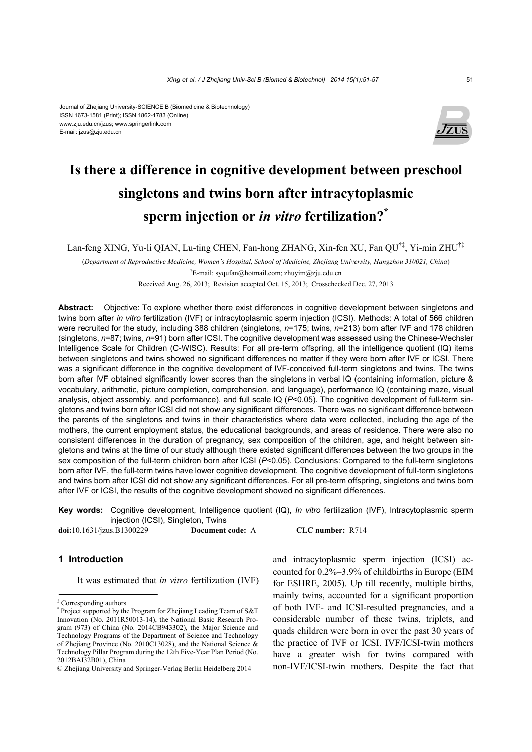Journal of Zhejiang University-SCIENCE B (Biomedicine & Biotechnology)
ISSN 1673-1581 (Print); ISSN 1862-1783 (Online)
www.zju.edu.cn/jzus; www.springerlink.com
E-mail: jzus@zju.edu.cn

# Is there a difference in cognitive development between preschool singletons and twins born after intracytoplasmic sperm injection or *in vitro* fertilization?*

Lan-feng XING, Yu-li QIAN, Lu-ting CHEN, Fan-hong ZHANG, Xin-fen XU, Fan QU[†‡], Yi-min ZHU[†‡]

(*Department of Reproductive Medicine, Women's Hospital, School of Medicine, Zhejiang University, Hangzhou 310021, China*)

[†]E-mail: syqufan@hotmail.com; zhuyim@zju.edu.cn

Received Aug. 26, 2013; Revision accepted Oct. 15, 2013; Crosschecked Dec. 27, 2013

**Abstract:** Objective: To explore whether there exist differences in cognitive development between singletons and twins born after *in vitro* fertilization (IVF) or intracytoplasmic sperm injection (ICSI). Methods: A total of 566 children were recruited for the study, including 388 children (singletons, *n*=175; twins, *n*=213) born after IVF and 178 children (singletons, *n*=87; twins, *n*=91) born after ICSI. The cognitive development was assessed using the Chinese-Wechsler Intelligence Scale for Children (C-WISC). Results: For all pre-term offspring, all the intelligence quotient (IQ) items between singletons and twins showed no significant differences no matter if they were born after IVF or ICSI. There was a significant difference in the cognitive development of IVF-conceived full-term singletons and twins. The twins born after IVF obtained significantly lower scores than the singletons in verbal IQ (containing information, picture & vocabulary, arithmetic, picture completion, comprehension, and language), performance IQ (containing maze, visual analysis, object assembly, and performance), and full scale IQ ($P<0.05$). The cognitive development of full-term singletons and twins born after ICSI did not show any significant differences. There was no significant difference between the parents of the singletons and twins in their characteristics where data were collected, including the age of the mothers, the current employment status, the educational backgrounds, and areas of residence. There were also no consistent differences in the duration of pregnancy, sex composition of the children, age, and height between singletons and twins at the time of our study although there existed significant differences between the two groups in the sex composition of the full-term children born after ICSI ($P<0.05$). Conclusions: Compared to the full-term singletons born after IVF, the full-term twins have lower cognitive development. The cognitive development of full-term singletons and twins born after ICSI did not show any significant differences. For all pre-term offspring, singletons and twins born after IVF or ICSI, the results of the cognitive development showed no significant differences.

**Key words:** Cognitive development, Intelligence quotient (IQ), *In vitro* fertilization (IVF), Intracytoplasmic sperm injection (ICSI), Singleton, Twins

**doi:**10.1631/jzus.B1300229 **Document code:** A **CLC number:** R714

## 1 Introduction

It was estimated that *in vitro* fertilization (IVF) and intracytoplasmic sperm injection (ICSI) accounted for 0.2%–3.9% of childbirths in Europe (EIM for ESHRE, 2005). Up till recently, multiple births, mainly twins, accounted for a significant proportion of both IVF- and ICSI-resulted pregnancies, and a considerable number of these twins, triplets, and quads children were born in over the past 30 years of the practice of IVF or ICSI. IVF/ICSI-twin mothers have a greater wish for twins compared with non-IVF/ICSI-twin mothers. Despite the fact that

---

‡ Corresponding authors

\* Project supported by the Program for Zhejiang Leading Team of S&T Innovation (No. 2011R50013-14), the National Basic Research Program (973) of China (No. 2014CB943302), the Major Science and Technology Programs of the Department of Science and Technology of Zhejiang Province (No. 2010C13028), and the National Science & Technology Pillar Program during the 12th Five-Year Plan Period (No. 2012BAI32B01), China

© Zhejiang University and Springer-Verlag Berlin Heidelberg 2014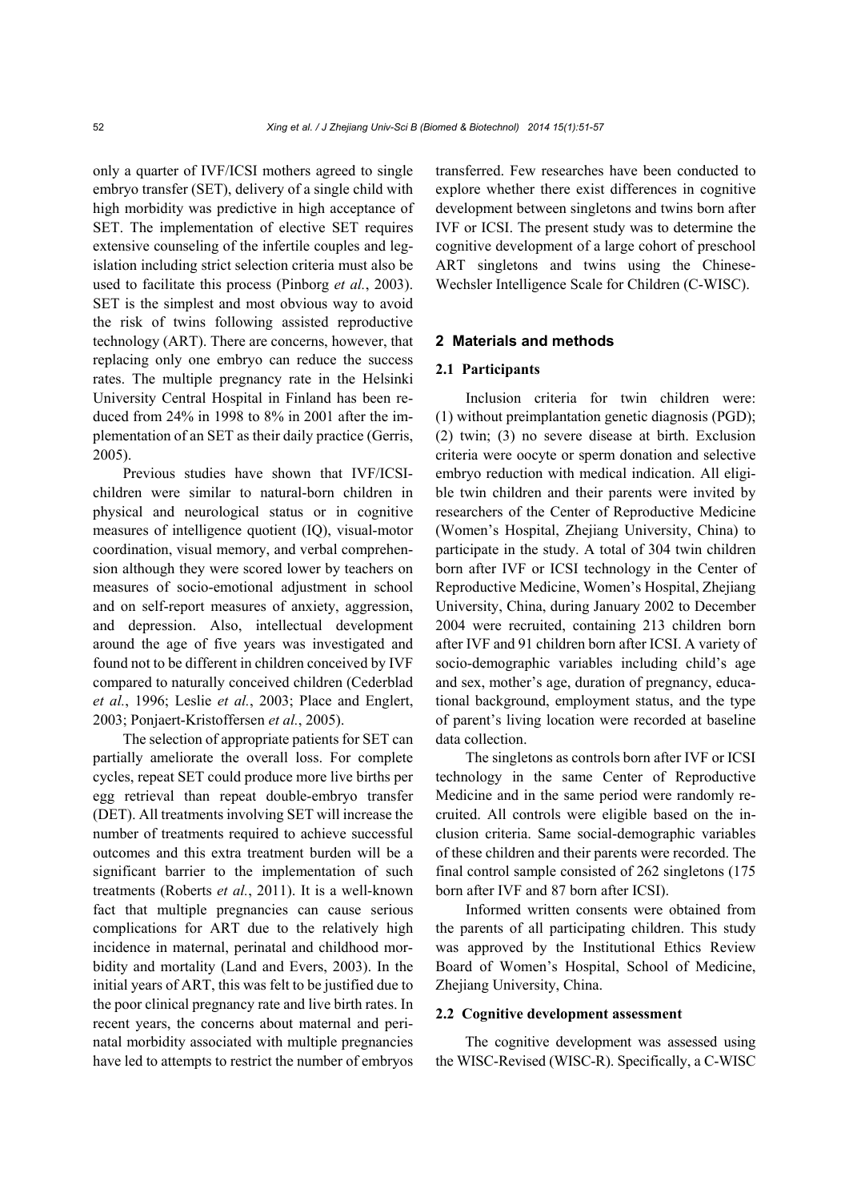only a quarter of IVF/ICSI mothers agreed to single embryo transfer (SET), delivery of a single child with high morbidity was predictive in high acceptance of SET. The implementation of elective SET requires extensive counseling of the infertile couples and legislation including strict selection criteria must also be used to facilitate this process (Pinborg *et al.*, 2003). SET is the simplest and most obvious way to avoid the risk of twins following assisted reproductive technology (ART). There are concerns, however, that replacing only one embryo can reduce the success rates. The multiple pregnancy rate in the Helsinki University Central Hospital in Finland has been reduced from 24% in 1998 to 8% in 2001 after the implementation of an SET as their daily practice (Gerris, 2005).

Previous studies have shown that IVF/ICSI-children were similar to natural-born children in physical and neurological status or in cognitive measures of intelligence quotient (IQ), visual-motor coordination, visual memory, and verbal comprehension although they were scored lower by teachers on measures of socio-emotional adjustment in school and on self-report measures of anxiety, aggression, and depression. Also, intellectual development around the age of five years was investigated and found not to be different in children conceived by IVF compared to naturally conceived children (Cederblad *et al.*, 1996; Leslie *et al.*, 2003; Place and Englert, 2003; Ponjaert-Kristoffersen *et al.*, 2005).

The selection of appropriate patients for SET can partially ameliorate the overall loss. For complete cycles, repeat SET could produce more live births per egg retrieval than repeat double-embryo transfer (DET). All treatments involving SET will increase the number of treatments required to achieve successful outcomes and this extra treatment burden will be a significant barrier to the implementation of such treatments (Roberts *et al.*, 2011). It is a well-known fact that multiple pregnancies can cause serious complications for ART due to the relatively high incidence in maternal, perinatal and childhood morbidity and mortality (Land and Evers, 2003). In the initial years of ART, this was felt to be justified due to the poor clinical pregnancy rate and live birth rates. In recent years, the concerns about maternal and perinatal morbidity associated with multiple pregnancies have led to attempts to restrict the number of embryos transferred. Few researches have been conducted to explore whether there exist differences in cognitive development between singletons and twins born after IVF or ICSI. The present study was to determine the cognitive development of a large cohort of preschool ART singletons and twins using the Chinese-Wechsler Intelligence Scale for Children (C-WISC).

## 2 Materials and methods

### 2.1 Participants

Inclusion criteria for twin children were: (1) without preimplantation genetic diagnosis (PGD); (2) twin; (3) no severe disease at birth. Exclusion criteria were oocyte or sperm donation and selective embryo reduction with medical indication. All eligible twin children and their parents were invited by researchers of the Center of Reproductive Medicine (Women's Hospital, Zhejiang University, China) to participate in the study. A total of 304 twin children born after IVF or ICSI technology in the Center of Reproductive Medicine, Women's Hospital, Zhejiang University, China, during January 2002 to December 2004 were recruited, containing 213 children born after IVF and 91 children born after ICSI. A variety of socio-demographic variables including child's age and sex, mother's age, duration of pregnancy, educational background, employment status, and the type of parent's living location were recorded at baseline data collection.

The singletons as controls born after IVF or ICSI technology in the same Center of Reproductive Medicine and in the same period were randomly recruited. All controls were eligible based on the inclusion criteria. Same social-demographic variables of these children and their parents were recorded. The final control sample consisted of 262 singletons (175 born after IVF and 87 born after ICSI).

Informed written consents were obtained from the parents of all participating children. This study was approved by the Institutional Ethics Review Board of Women's Hospital, School of Medicine, Zhejiang University, China.

### 2.2 Cognitive development assessment

The cognitive development was assessed using the WISC-Revised (WISC-R). Specifically, a C-WISC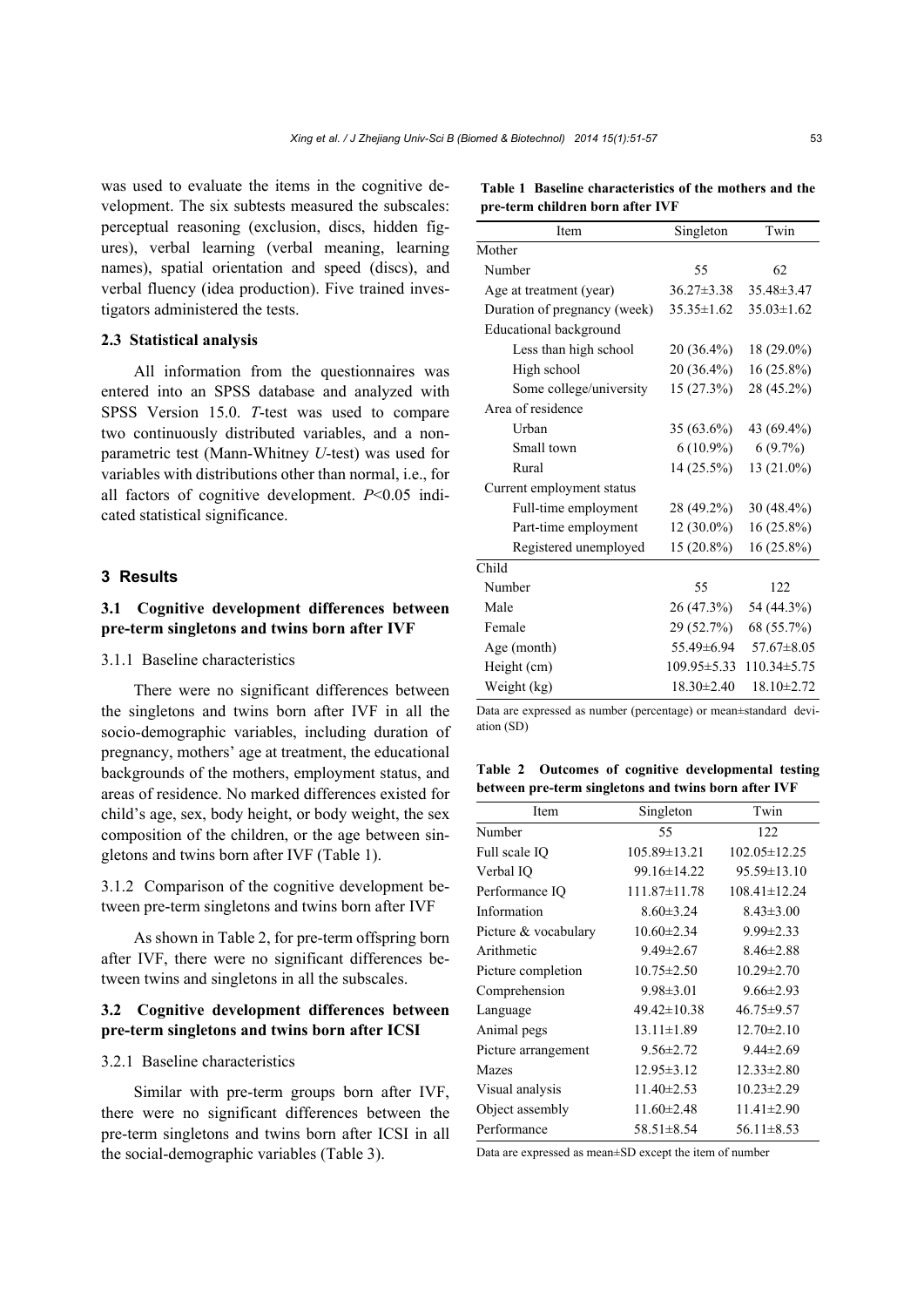was used to evaluate the items in the cognitive development. The six subtests measured the subscales: perceptual reasoning (exclusion, discs, hidden figures), verbal learning (verbal meaning, learning names), spatial orientation and speed (discs), and verbal fluency (idea production). Five trained investigators administered the tests.

### 2.3 Statistical analysis

All information from the questionnaires was entered into an SPSS database and analyzed with SPSS Version 15.0. *T*-test was used to compare two continuously distributed variables, and a nonparametric test (Mann-Whitney *U*-test) was used for variables with distributions other than normal, i.e., for all factors of cognitive development. $P<0.05$ indicated statistical significance.

## 3 Results

### 3.1 Cognitive development differences between pre-term singletons and twins born after IVF

#### 3.1.1 Baseline characteristics

There were no significant differences between the singletons and twins born after IVF in all the socio-demographic variables, including duration of pregnancy, mothers' age at treatment, the educational backgrounds of the mothers, employment status, and areas of residence. No marked differences existed for child's age, sex, body height, or body weight, the sex composition of the children, or the age between singletons and twins born after IVF (Table 1).

#### 3.1.2 Comparison of the cognitive development between pre-term singletons and twins born after IVF

As shown in Table 2, for pre-term offspring born after IVF, there were no significant differences between twins and singletons in all the subscales.

### 3.2 Cognitive development differences between pre-term singletons and twins born after ICSI

#### 3.2.1 Baseline characteristics

Similar with pre-term groups born after IVF, there were no significant differences between the pre-term singletons and twins born after ICSI in all the social-demographic variables (Table 3).

**Table 1 Baseline characteristics of the mothers and the pre-term children born after IVF**

| Item | Singleton | Twin |
|---|---|---|
| Mother | | |
| Number | 55 | 62 |
| Age at treatment (year) | 36.27±3.38 | 35.48±3.47 |
| Duration of pregnancy (week) | 35.35±1.62 | 35.03±1.62 |
| Educational background | | |
| Less than high school | 20 (36.4%) | 18 (29.0%) |
| High school | 20 (36.4%) | 16 (25.8%) |
| Some college/university | 15 (27.3%) | 28 (45.2%) |
| Area of residence | | |
| Urban | 35 (63.6%) | 43 (69.4%) |
| Small town | 6 (10.9%) | 6 (9.7%) |
| Rural | 14 (25.5%) | 13 (21.0%) |
| Current employment status | | |
| Full-time employment | 28 (49.2%) | 30 (48.4%) |
| Part-time employment | 12 (30.0%) | 16 (25.8%) |
| Registered unemployed | 15 (20.8%) | 16 (25.8%) |
| Child | | |
| Number | 55 | 122 |
| Male | 26 (47.3%) | 54 (44.3%) |
| Female | 29 (52.7%) | 68 (55.7%) |
| Age (month) | 55.49±6.94 | 57.67±8.05 |
| Height (cm) | 109.95±5.33 | 110.34±5.75 |
| Weight (kg) | 18.30±2.40 | 18.10±2.72 |

Data are expressed as number (percentage) or mean±standard deviation (SD)

**Table 2 Outcomes of cognitive developmental testing between pre-term singletons and twins born after IVF**

| Item | Singleton | Twin |
|---|---|---|
| Number | 55 | 122 |
| Full scale IQ | 105.89±13.21 | 102.05±12.25 |
| Verbal IQ | 99.16±14.22 | 95.59±13.10 |
| Performance IQ | 111.87±11.78 | 108.41±12.24 |
| Information | 8.60±3.24 | 8.43±3.00 |
| Picture & vocabulary | 10.60±2.34 | 9.99±2.33 |
| Arithmetic | 9.49±2.67 | 8.46±2.88 |
| Picture completion | 10.75±2.50 | 10.29±2.70 |
| Comprehension | 9.98±3.01 | 9.66±2.93 |
| Language | 49.42±10.38 | 46.75±9.57 |
| Animal pegs | 13.11±1.89 | 12.70±2.10 |
| Picture arrangement | 9.56±2.72 | 9.44±2.69 |
| Mazes | 12.95±3.12 | 12.33±2.80 |
| Visual analysis | 11.40±2.53 | 10.23±2.29 |
| Object assembly | 11.60±2.48 | 11.41±2.90 |
| Performance | 58.51±8.54 | 56.11±8.53 |

Data are expressed as mean±SD except the item of number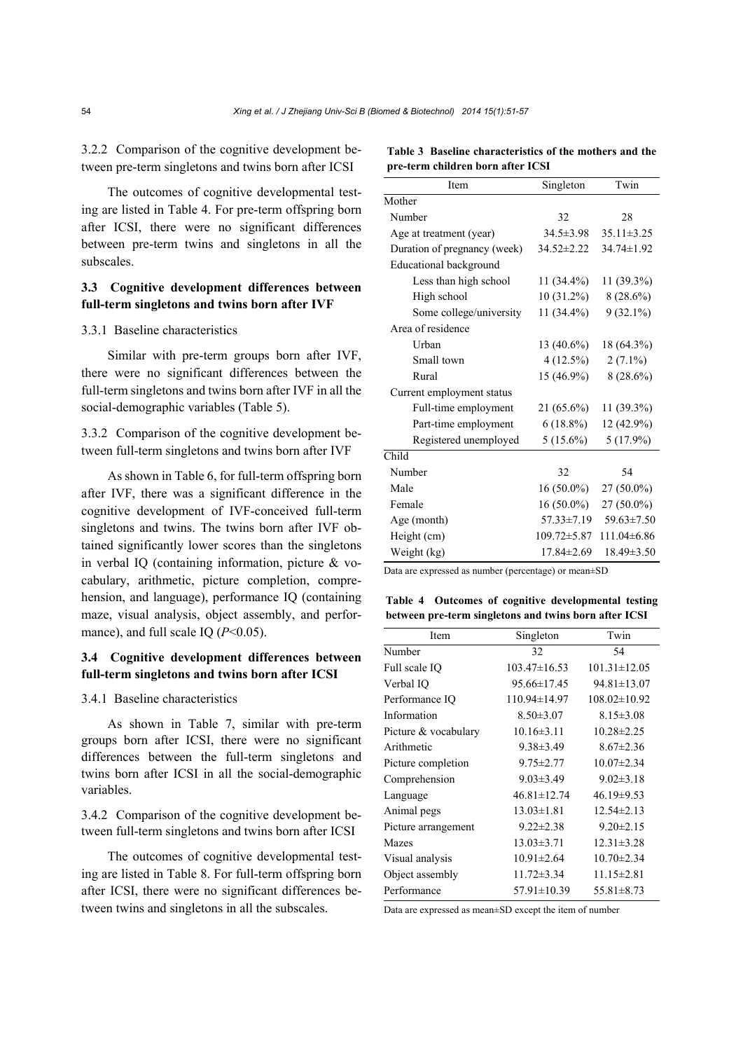3.2.2 Comparison of the cognitive development between pre-term singletons and twins born after ICSI

The outcomes of cognitive developmental testing are listed in Table 4. For pre-term offspring born after ICSI, there were no significant differences between pre-term twins and singletons in all the subscales.

### 3.3 Cognitive development differences between full-term singletons and twins born after IVF

3.3.1 Baseline characteristics

Similar with pre-term groups born after IVF, there were no significant differences between the full-term singletons and twins born after IVF in all the social-demographic variables (Table 5).

3.3.2 Comparison of the cognitive development between full-term singletons and twins born after IVF

As shown in Table 6, for full-term offspring born after IVF, there was a significant difference in the cognitive development of IVF-conceived full-term singletons and twins. The twins born after IVF obtained significantly lower scores than the singletons in verbal IQ (containing information, picture & vocabulary, arithmetic, picture completion, comprehension, and language), performance IQ (containing maze, visual analysis, object assembly, and performance), and full scale IQ ($P<0.05$).

### 3.4 Cognitive development differences between full-term singletons and twins born after ICSI

3.4.1 Baseline characteristics

As shown in Table 7, similar with pre-term groups born after ICSI, there were no significant differences between the full-term singletons and twins born after ICSI in all the social-demographic variables.

3.4.2 Comparison of the cognitive development between full-term singletons and twins born after ICSI

The outcomes of cognitive developmental testing are listed in Table 8. For full-term offspring born after ICSI, there were no significant differences between twins and singletons in all the subscales.

**Table 3 Baseline characteristics of the mothers and the pre-term children born after ICSI**

| Item | Singleton | Twin |
|---|---|---|
| Mother | | |
| Number | 32 | 28 |
| Age at treatment (year) | 34.5±3.98 | 35.11±3.25 |
| Duration of pregnancy (week) | 34.52±2.22 | 34.74±1.92 |
| Educational background | | |
| Less than high school | 11 (34.4%) | 11 (39.3%) |
| High school | 10 (31.2%) | 8 (28.6%) |
| Some college/university | 11 (34.4%) | 9 (32.1%) |
| Area of residence | | |
| Urban | 13 (40.6%) | 18 (64.3%) |
| Small town | 4 (12.5%) | 2 (7.1%) |
| Rural | 15 (46.9%) | 8 (28.6%) |
| Current employment status | | |
| Full-time employment | 21 (65.6%) | 11 (39.3%) |
| Part-time employment | 6 (18.8%) | 12 (42.9%) |
| Registered unemployed | 5 (15.6%) | 5 (17.9%) |
| Child | | |
| Number | 32 | 54 |
| Male | 16 (50.0%) | 27 (50.0%) |
| Female | 16 (50.0%) | 27 (50.0%) |
| Age (month) | 57.33±7.19 | 59.63±7.50 |
| Height (cm) | 109.72±5.87 | 111.04±6.86 |
| Weight (kg) | 17.84±2.69 | 18.49±3.50 |

Data are expressed as number (percentage) or mean±SD

**Table 4 Outcomes of cognitive developmental testing between pre-term singletons and twins born after ICSI**

| Item | Singleton | Twin |
|---|---|---|
| Number | 32 | 54 |
| Full scale IQ | 103.47±16.53 | 101.31±12.05 |
| Verbal IQ | 95.66±17.45 | 94.81±13.07 |
| Performance IQ | 110.94±14.97 | 108.02±10.92 |
| Information | 8.50±3.07 | 8.15±3.08 |
| Picture & vocabulary | 10.16±3.11 | 10.28±2.25 |
| Arithmetic | 9.38±3.49 | 8.67±2.36 |
| Picture completion | 9.75±2.77 | 10.07±2.34 |
| Comprehension | 9.03±3.49 | 9.02±3.18 |
| Language | 46.81±12.74 | 46.19±9.53 |
| Animal pegs | 13.03±1.81 | 12.54±2.13 |
| Picture arrangement | 9.22±2.38 | 9.20±2.15 |
| Mazes | 13.03±3.71 | 12.31±3.28 |
| Visual analysis | 10.91±2.64 | 10.70±2.34 |
| Object assembly | 11.72±3.34 | 11.15±2.81 |
| Performance | 57.91±10.39 | 55.81±8.73 |

Data are expressed as mean±SD except the item of number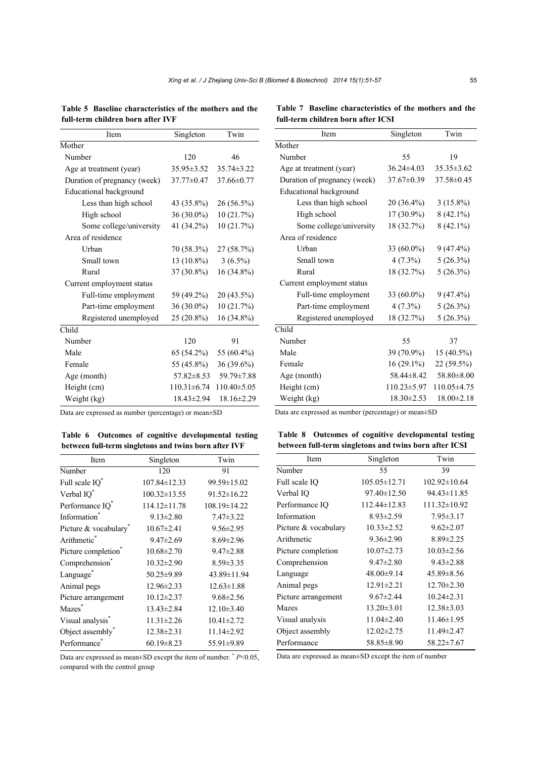**Table 5 Baseline characteristics of the mothers and the full-term children born after IVF**

| Item | Singleton | Twin |
|---|---|---|
| Mother | | |
| Number | 120 | 46 |
| Age at treatment (year) | 35.95±3.52 | 35.74±3.22 |
| Duration of pregnancy (week) | 37.77±0.47 | 37.66±0.77 |
| Educational background | | |
| Less than high school | 43 (35.8%) | 26 (56.5%) |
| High school | 36 (30.0%) | 10 (21.7%) |
| Some college/university | 41 (34.2%) | 10 (21.7%) |
| Area of residence | | |
| Urban | 70 (58.3%) | 27 (58.7%) |
| Small town | 13 (10.8%) | 3 (6.5%) |
| Rural | 37 (30.8%) | 16 (34.8%) |
| Current employment status | | |
| Full-time employment | 59 (49.2%) | 20 (43.5%) |
| Part-time employment | 36 (30.0%) | 10 (21.7%) |
| Registered unemployed | 25 (20.8%) | 16 (34.8%) |
| Child | | |
| Number | 120 | 91 |
| Male | 65 (54.2%) | 55 (60.4%) |
| Female | 55 (45.8%) | 36 (39.6%) |
| Age (month) | 57.82±8.53 | 59.79±7.88 |
| Height (cm) | 110.31±6.74 | 110.40±5.05 |
| Weight (kg) | 18.43±2.94 | 18.16±2.29 |

Data are expressed as number (percentage) or mean±SD

**Table 6 Outcomes of cognitive developmental testing between full-term singletons and twins born after IVF**

| Item | Singleton | Twin |
|---|---|---|
| Number | 120 | 91 |
| Full scale IQ* | 107.84±12.33 | 99.59±15.02 |
| Verbal IQ* | 100.32±13.55 | 91.52±16.22 |
| Performance IQ* | 114.12±11.78 | 108.19±14.22 |
| Information* | 9.13±2.80 | 7.47±3.22 |
| Picture & vocabulary* | 10.67±2.41 | 9.56±2.95 |
| Arithmetic* | 9.47±2.69 | 8.69±2.96 |
| Picture completion* | 10.68±2.70 | 9.47±2.88 |
| Comprehension* | 10.32±2.90 | 8.59±3.35 |
| Language* | 50.25±9.89 | 43.89±11.94 |
| Animal pegs | 12.96±2.33 | 12.63±1.88 |
| Picture arrangement | 10.12±2.37 | 9.68±2.56 |
| Mazes* | 13.43±2.84 | 12.10±3.40 |
| Visual analysis* | 11.31±2.26 | 10.41±2.72 |
| Object assembly* | 12.38±2.31 | 11.14±2.92 |
| Performance* | 60.19±8.23 | 55.91±9.89 |

Data are expressed as mean±SD except the item of number. * $P<0.05$, compared with the control group

**Table 7 Baseline characteristics of the mothers and the full-term children born after ICSI**

| Item | Singleton | Twin |
|---|---|---|
| Mother | | |
| Number | 55 | 19 |
| Age at treatment (year) | 36.24±4.03 | 35.35±3.62 |
| Duration of pregnancy (week) | 37.67±0.39 | 37.58±0.45 |
| Educational background | | |
| Less than high school | 20 (36.4%) | 3 (15.8%) |
| High school | 17 (30.9%) | 8 (42.1%) |
| Some college/university | 18 (32.7%) | 8 (42.1%) |
| Area of residence | | |
| Urban | 33 (60.0%) | 9 (47.4%) |
| Small town | 4 (7.3%) | 5 (26.3%) |
| Rural | 18 (32.7%) | 5 (26.3%) |
| Current employment status | | |
| Full-time employment | 33 (60.0%) | 9 (47.4%) |
| Part-time employment | 4 (7.3%) | 5 (26.3%) |
| Registered unemployed | 18 (32.7%) | 5 (26.3%) |
| Child | | |
| Number | 55 | 37 |
| Male | 39 (70.9%) | 15 (40.5%) |
| Female | 16 (29.1%) | 22 (59.5%) |
| Age (month) | 58.44±8.42 | 58.80±8.00 |
| Height (cm) | 110.23±5.97 | 110.05±4.75 |
| Weight (kg) | 18.30±2.53 | 18.00±2.18 |

Data are expressed as number (percentage) or mean±SD

**Table 8 Outcomes of cognitive developmental testing between full-term singletons and twins born after ICSI**

| Item | Singleton | Twin |
|---|---|---|
| Number | 55 | 39 |
| Full scale IQ | 105.05±12.71 | 102.92±10.64 |
| Verbal IQ | 97.40±12.50 | 94.43±11.85 |
| Performance IQ | 112.44±12.83 | 111.32±10.92 |
| Information | 8.93±2.59 | 7.95±3.17 |
| Picture & vocabulary | 10.33±2.52 | 9.62±2.07 |
| Arithmetic | 9.36±2.90 | 8.89±2.25 |
| Picture completion | 10.07±2.73 | 10.03±2.56 |
| Comprehension | 9.47±2.80 | 9.43±2.88 |
| Language | 48.00±9.14 | 45.89±8.56 |
| Animal pegs | 12.91±2.21 | 12.70±2.30 |
| Picture arrangement | 9.67±2.44 | 10.24±2.31 |
| Mazes | 13.20±3.01 | 12.38±3.03 |
| Visual analysis | 11.04±2.40 | 11.46±1.95 |
| Object assembly | 12.02±2.75 | 11.49±2.47 |
| Performance | 58.85±8.90 | 58.22±7.67 |

Data are expressed as mean±SD except the item of number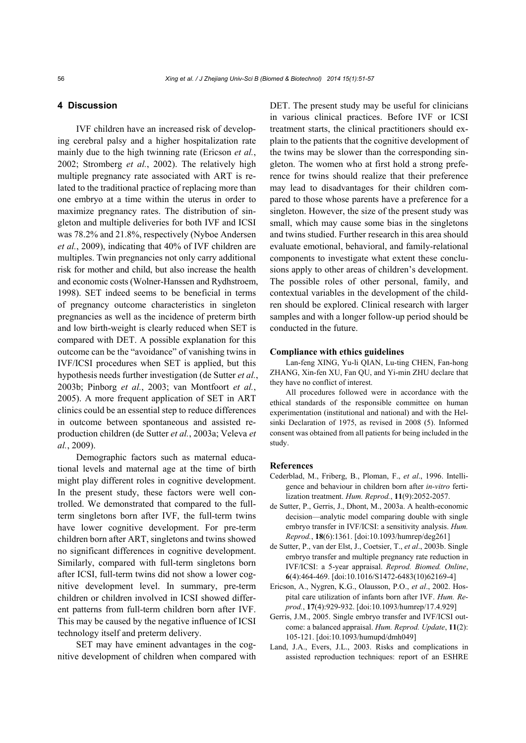## 4 Discussion

IVF children have an increased risk of developing cerebral palsy and a higher hospitalization rate mainly due to the high twinning rate (Ericson *et al.*, 2002; Stromberg *et al.*, 2002). The relatively high multiple pregnancy rate associated with ART is related to the traditional practice of replacing more than one embryo at a time within the uterus in order to maximize pregnancy rates. The distribution of singleton and multiple deliveries for both IVF and ICSI was 78.2% and 21.8%, respectively (Nyboe Andersen *et al.*, 2009), indicating that 40% of IVF children are multiples. Twin pregnancies not only carry additional risk for mother and child, but also increase the health and economic costs (Wolner-Hanssen and Rydhstroem, 1998). SET indeed seems to be beneficial in terms of pregnancy outcome characteristics in singleton pregnancies as well as the incidence of preterm birth and low birth-weight is clearly reduced when SET is compared with DET. A possible explanation for this outcome can be the "avoidance" of vanishing twins in IVF/ICSI procedures when SET is applied, but this hypothesis needs further investigation (de Sutter *et al.*, 2003b; Pinborg *et al.*, 2003; van Montfoort *et al.*, 2005). A more frequent application of SET in ART clinics could be an essential step to reduce differences in outcome between spontaneous and assisted reproduction children (de Sutter *et al.*, 2003a; Veleva *et al.*, 2009).

Demographic factors such as maternal educational levels and maternal age at the time of birth might play different roles in cognitive development. In the present study, these factors were well controlled. We demonstrated that compared to the full-term singletons born after IVF, the full-term twins have lower cognitive development. For pre-term children born after ART, singletons and twins showed no significant differences in cognitive development. Similarly, compared with full-term singletons born after ICSI, full-term twins did not show a lower cognitive development level. In summary, pre-term children or children involved in ICSI showed different patterns from full-term children born after IVF. This may be caused by the negative influence of ICSI technology itself and preterm delivery.

SET may have eminent advantages in the cognitive development of children when compared with DET. The present study may be useful for clinicians in various clinical practices. Before IVF or ICSI treatment starts, the clinical practitioners should explain to the patients that the cognitive development of the twins may be slower than the corresponding singleton. The women who at first hold a strong preference for twins should realize that their preference may lead to disadvantages for their children compared to those whose parents have a preference for a singleton. However, the size of the present study was small, which may cause some bias in the singletons and twins studied. Further research in this area should evaluate emotional, behavioral, and family-relational components to investigate what extent these conclusions apply to other areas of children's development. The possible roles of other personal, family, and contextual variables in the development of the children should be explored. Clinical research with larger samples and with a longer follow-up period should be conducted in the future.

### Compliance with ethics guidelines

Lan-feng XING, Yu-li QIAN, Lu-ting CHEN, Fan-hong ZHANG, Xin-fen XU, Fan QU, and Yi-min ZHU declare that they have no conflict of interest.

All procedures followed were in accordance with the ethical standards of the responsible committee on human experimentation (institutional and national) and with the Helsinki Declaration of 1975, as revised in 2008 (5). Informed consent was obtained from all patients for being included in the study.

### References

Cederblad, M., Friberg, B., Ploman, F., *et al*., 1996. Intelligence and behaviour in children born after *in-vitro* fertilization treatment. *Hum. Reprod.*, **11**(9):2052-2057.

de Sutter, P., Gerris, J., Dhont, M., 2003a. A health-economic decision—analytic model comparing double with single embryo transfer in IVF/ICSI: a sensitivity analysis. *Hum. Reprod.*, **18**(6):1361. [doi:10.1093/humrep/deg261]

de Sutter, P., van der Elst, J., Coetsier, T., *et al*., 2003b. Single embryo transfer and multiple pregnancy rate reduction in IVF/ICSI: a 5-year appraisal. *Reprod. Biomed. Online*, **6**(4):464-469. [doi:10.1016/S1472-6483(10)62169-4]

Ericson, A., Nygren, K.G., Olausson, P.O., *et al*., 2002. Hospital care utilization of infants born after IVF. *Hum. Reprod.*, **17**(4):929-932. [doi:10.1093/humrep/17.4.929]

Gerris, J.M., 2005. Single embryo transfer and IVF/ICSI outcome: a balanced appraisal. *Hum. Reprod. Update*, **11**(2): 105-121. [doi:10.1093/humupd/dmh049]

Land, J.A., Evers, J.L., 2003. Risks and complications in assisted reproduction techniques: report of an ESHRE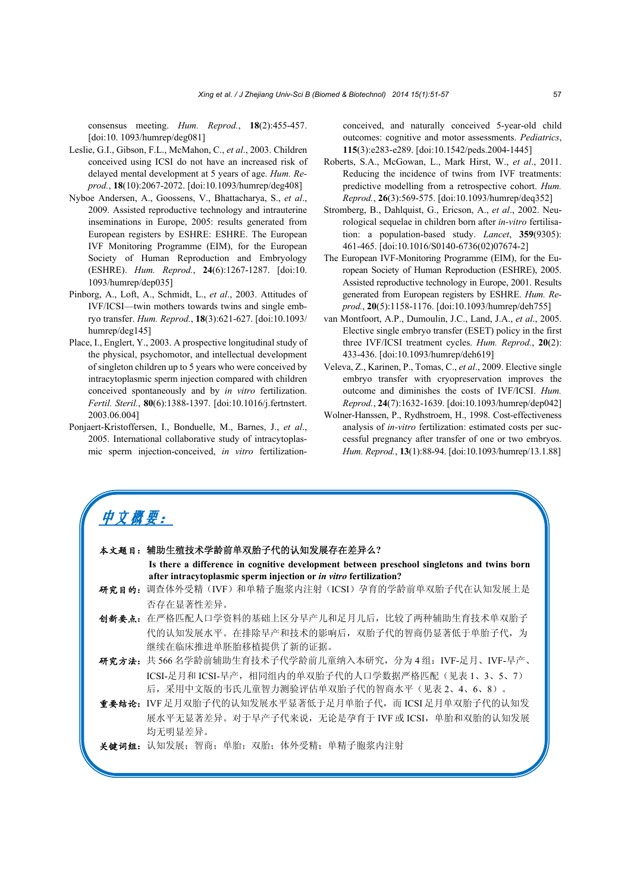consensus meeting. *Hum. Reprod.*, **18**(2):455-457. [doi:10. 1093/humrep/deg081]

Leslie, G.I., Gibson, F.L., McMahon, C., *et al.*, 2003. Children conceived using ICSI do not have an increased risk of delayed mental development at 5 years of age. *Hum. Reprod.*, **18**(10):2067-2072. [doi:10.1093/humrep/deg408]

Nyboe Andersen, A., Goossens, V., Bhattacharya, S., *et al.*, 2009. Assisted reproductive technology and intrauterine inseminations in Europe, 2005: results generated from European registers by ESHRE: ESHRE. The European IVF Monitoring Programme (EIM), for the European Society of Human Reproduction and Embryology (ESHRE). *Hum. Reprod.*, **24**(6):1267-1287. [doi:10. 1093/humrep/dep035]

Pinborg, A., Loft, A., Schmidt, L., *et al.*, 2003. Attitudes of IVF/ICSI—twin mothers towards twins and single embryo transfer. *Hum. Reprod.*, **18**(3):621-627. [doi:10.1093/ humrep/deg145]

Place, I., Englert, Y., 2003. A prospective longitudinal study of the physical, psychomotor, and intellectual development of singleton children up to 5 years who were conceived by intracytoplasmic sperm injection compared with children conceived spontaneously and by *in vitro* fertilization. *Fertil. Steril.*, **80**(6):1388-1397. [doi:10.1016/j.fertnstert. 2003.06.004]

Ponjaert-Kristoffersen, I., Bonduelle, M., Barnes, J., *et al.*, 2005. International collaborative study of intracytoplasmic sperm injection-conceived, *in vitro* fertilization-conceived, and naturally conceived 5-year-old child outcomes: cognitive and motor assessments. *Pediatrics*, **115**(3):e283-e289. [doi:10.1542/peds.2004-1445]

Roberts, S.A., McGowan, L., Mark Hirst, W., *et al.*, 2011. Reducing the incidence of twins from IVF treatments: predictive modelling from a retrospective cohort. *Hum. Reprod.*, **26**(3):569-575. [doi:10.1093/humrep/deq352]

Stromberg, B., Dahlquist, G., Ericson, A., *et al.*, 2002. Neurological sequelae in children born after *in-vitro* fertilisation: a population-based study. *Lancet*, **359**(9305): 461-465. [doi:10.1016/S0140-6736(02)07674-2]

The European IVF-Monitoring Programme (EIM), for the European Society of Human Reproduction (ESHRE), 2005. Assisted reproductive technology in Europe, 2001. Results generated from European registers by ESHRE. *Hum. Reprod.*, **20**(5):1158-1176. [doi:10.1093/humrep/deh755]

van Montfoort, A.P., Dumoulin, J.C., Land, J.A., *et al.*, 2005. Elective single embryo transfer (ESET) policy in the first three IVF/ICSI treatment cycles. *Hum. Reprod.*, **20**(2): 433-436. [doi:10.1093/humrep/deh619]

Veleva, Z., Karinen, P., Tomas, C., *et al.*, 2009. Elective single embryo transfer with cryopreservation improves the outcome and diminishes the costs of IVF/ICSI. *Hum. Reprod.*, **24**(7):1632-1639. [doi:10.1093/humrep/dep042]

Wolner-Hanssen, P., Rydhstroem, H., 1998. Cost-effectiveness analysis of *in-vitro* fertilization: estimated costs per successful pregnancy after transfer of one or two embryos. *Hum. Reprod.*, **13**(1):88-94. [doi:10.1093/humrep/13.1.88]

## 中文概要：

**本文题目：** 辅助生殖技术学龄前单双胎子代的认知发展存在差异么?
**Is there a difference in cognitive development between preschool singletons and twins born after intracytoplasmic sperm injection or *in vitro* fertilization?**

**研究目的：** 调查体外受精（IVF）和单精子胞浆内注射（ICSI）孕育的学龄前单双胎子代在认知发展上是否存在显著性差异。

**创新要点：** 在严格匹配人口学资料的基础上区分早产儿和足月儿后，比较了两种辅助生育技术单双胎子代的认知发展水平。在排除早产和技术的影响后，双胎子代的智商仍显著低于单胎子代，为继续在临床推进单胚胎移植提供了新的证据。

**研究方法：** 共 566 名学龄前辅助生育技术子代学龄前儿童纳入本研究，分为 4 组：IVF-足月、IVF-早产、ICSI-足月和 ICSI-早产，相同组内的单双胎子代的人口学数据严格匹配（见表 1、3、5、7）后，采用中文版的韦氏儿童智力测验评估单双胎子代的智商水平（见表 2、4、6、8）。

**重要结论：** IVF 足月双胎子代的认知发展水平显著低于足月单胎子代，而 ICSI 足月单双胎子代的认知发展水平无显著差异。对于早产子代来说，无论是孕育于 IVF 或 ICSI，单胎和双胎的认知发展均无明显差异。

**关键词组：** 认知发展；智商；单胎；双胎；体外受精；单精子胞浆内注射